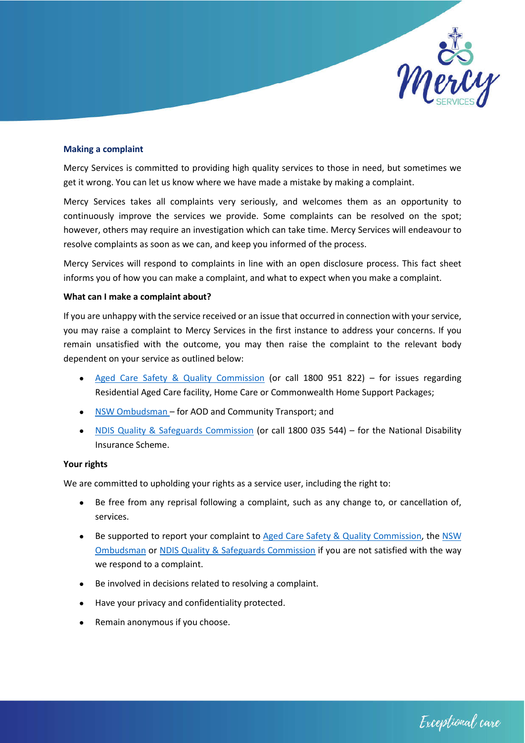## Making a complaint

Mercy Services is committed to providing high quality services to those in need, but sometimes we get it wrong. You can let us know where we have made a mistake by making a complaint.

Mercy Services takes all complaints very seriously, and welcomes them as an opportunity to continuously improve the services we provide. Some complaints can be resolved on the spot; however, others may require an investigation which can take time. Mercy Services will endeavour to resolve complaints as soon as we can, and keep you informed of the process.

Mercy Services will respond to complaints in line with an open disclosure process. This fact sheet informs you of how you can make a complaint, and what to expect when you make a complaint.

### What can I make a complaint about?

If you are unhappy with the service received or an issue that occurred in connection with your service, you may raise a complaint to Mercy Services in the first instance to address your concerns. If you remain unsatisfied with the outcome, you may then raise the complaint to the relevant body dependent on your service as outlined below:

- Aged Care Safety & Quality Commission (or call 1800 951 822) – for issues regarding Residential Aged Care facility, Home Care or Commonwealth Home Support Packages;
- NSW Ombudsman – for AOD and Community Transport; and
- NDIS Quality & Safeguards Commission (or call 1800 035 544) – for the National Disability Insurance Scheme.

### Your rights

We are committed to upholding your rights as a service user, including the right to:

- Be free from any reprisal following a complaint, such as any change to, or cancellation of, services.
- Be supported to report your complaint to Aged Care Safety & Quality Commission, the NSW Ombudsman or NDIS Quality & Safeguards Commission if you are not satisfied with the way we respond to a complaint.
- Be involved in decisions related to resolving a complaint.
- Have your privacy and confidentiality protected.
- Remain anonymous if you choose.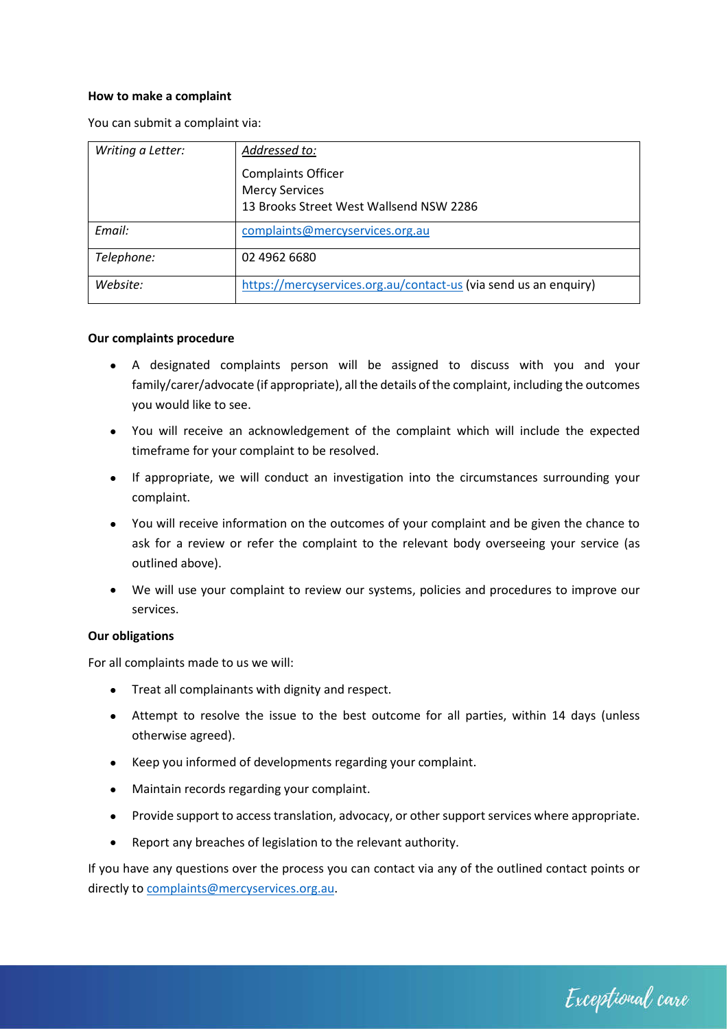**How to make a complaint**

You can submit a complaint via:

| | |
|---|---|
| *Writing a Letter:* | *Addressed to:*<br>Complaints Officer<br>Mercy Services<br>13 Brooks Street West Wallsend NSW 2286 |
| *Email:* | complaints@mercyservices.org.au |
| *Telephone:* | 02 4962 6680 |
| *Website:* | https://mercyservices.org.au/contact-us (via send us an enquiry) |

**Our complaints procedure**

- A designated complaints person will be assigned to discuss with you and your family/carer/advocate (if appropriate), all the details of the complaint, including the outcomes you would like to see.
- You will receive an acknowledgement of the complaint which will include the expected timeframe for your complaint to be resolved.
- If appropriate, we will conduct an investigation into the circumstances surrounding your complaint.
- You will receive information on the outcomes of your complaint and be given the chance to ask for a review or refer the complaint to the relevant body overseeing your service (as outlined above).
- We will use your complaint to review our systems, policies and procedures to improve our services.

**Our obligations**

For all complaints made to us we will:

- Treat all complainants with dignity and respect.
- Attempt to resolve the issue to the best outcome for all parties, within 14 days (unless otherwise agreed).
- Keep you informed of developments regarding your complaint.
- Maintain records regarding your complaint.
- Provide support to access translation, advocacy, or other support services where appropriate.
- Report any breaches of legislation to the relevant authority.

If you have any questions over the process you can contact via any of the outlined contact points or directly to complaints@mercyservices.org.au.